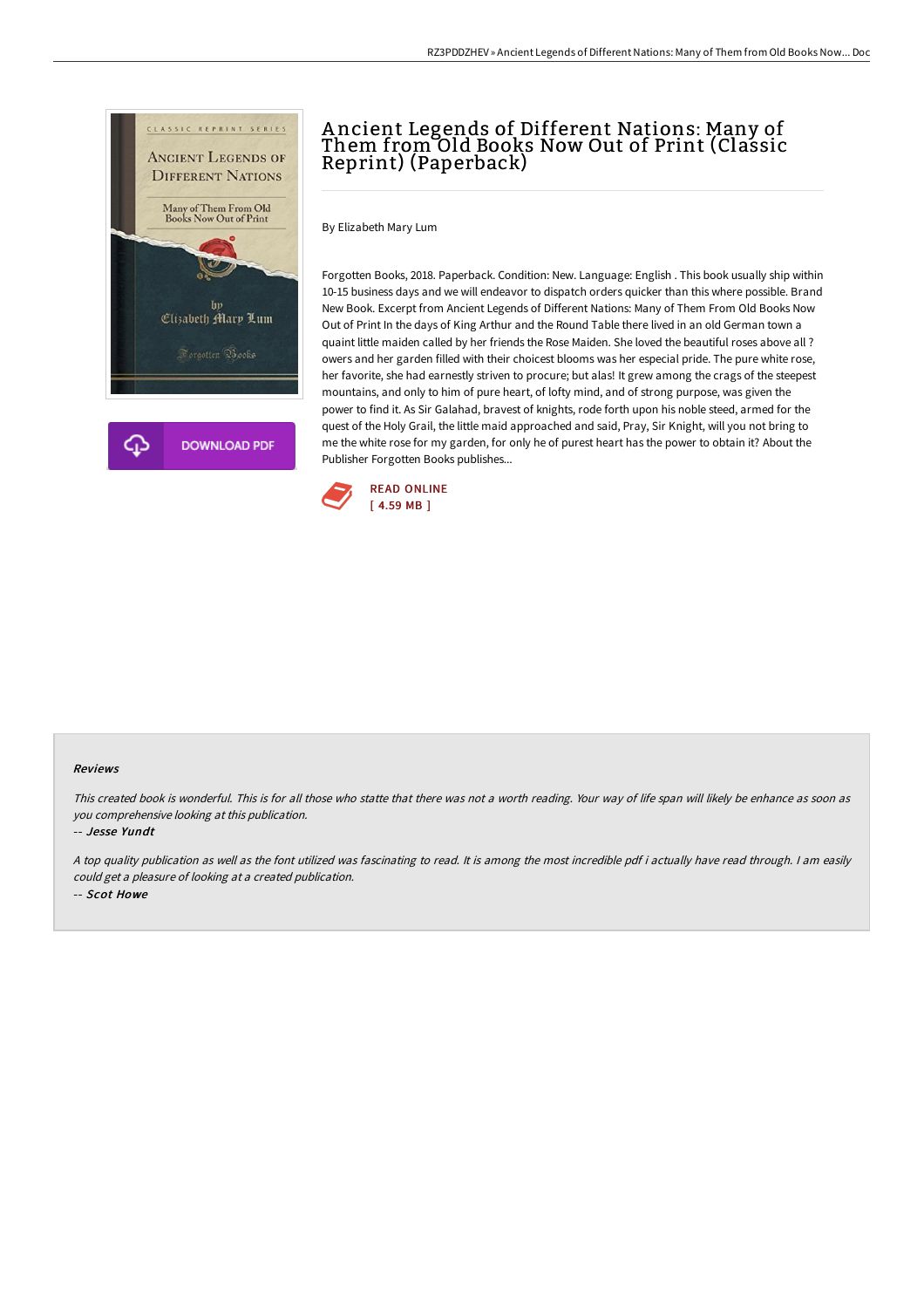# Ancient Legends of Different Nations: Many of Them from Old Books Now Out of Print (Classic Reprint) (Paperback)

By Elizabeth Mary Lum

Forgotten Books, 2018. Paperback. Condition: New. Language: English . This book usually ship within 10-15 business days and we will endeavor to dispatch orders quicker than this where possible. Brand New Book. Excerpt from Ancient Legends of Different Nations: Many of Them From Old Books Now Out of Print In the days of King Arthur and the Round Table there lived in an old German town a quaint little maiden called by her friends the Rose Maiden. She loved the beautiful roses above all ? owers and her garden filled with their choicest blooms was her especial pride. The pure white rose, her favorite, she had earnestly striven to procure; but alas! It grew among the crags of the steepest mountains, and only to him of pure heart, of lofty mind, and of strong purpose, was given the power to find it. As Sir Galahad, bravest of knights, rode forth upon his noble steed, armed for the quest of the Holy Grail, the little maid approached and said, Pray, Sir Knight, will you not bring to me the white rose for my garden, for only he of purest heart has the power to obtain it? About the Publisher Forgotten Books publishes...

READ ONLINE
[ 4.59 MB ]

DOWNLOAD PDF

## Reviews

*This created book is wonderful. This is for all those who statte that there was not a worth reading. Your way of life span will likely be enhance as soon as you comprehensive looking at this publication.*

-- *Jesse Yundt*

*A top quality publication as well as the font utilized was fascinating to read. It is among the most incredible pdf i actually have read through. I am easily could get a pleasure of looking at a created publication.*

-- *Scot Howe*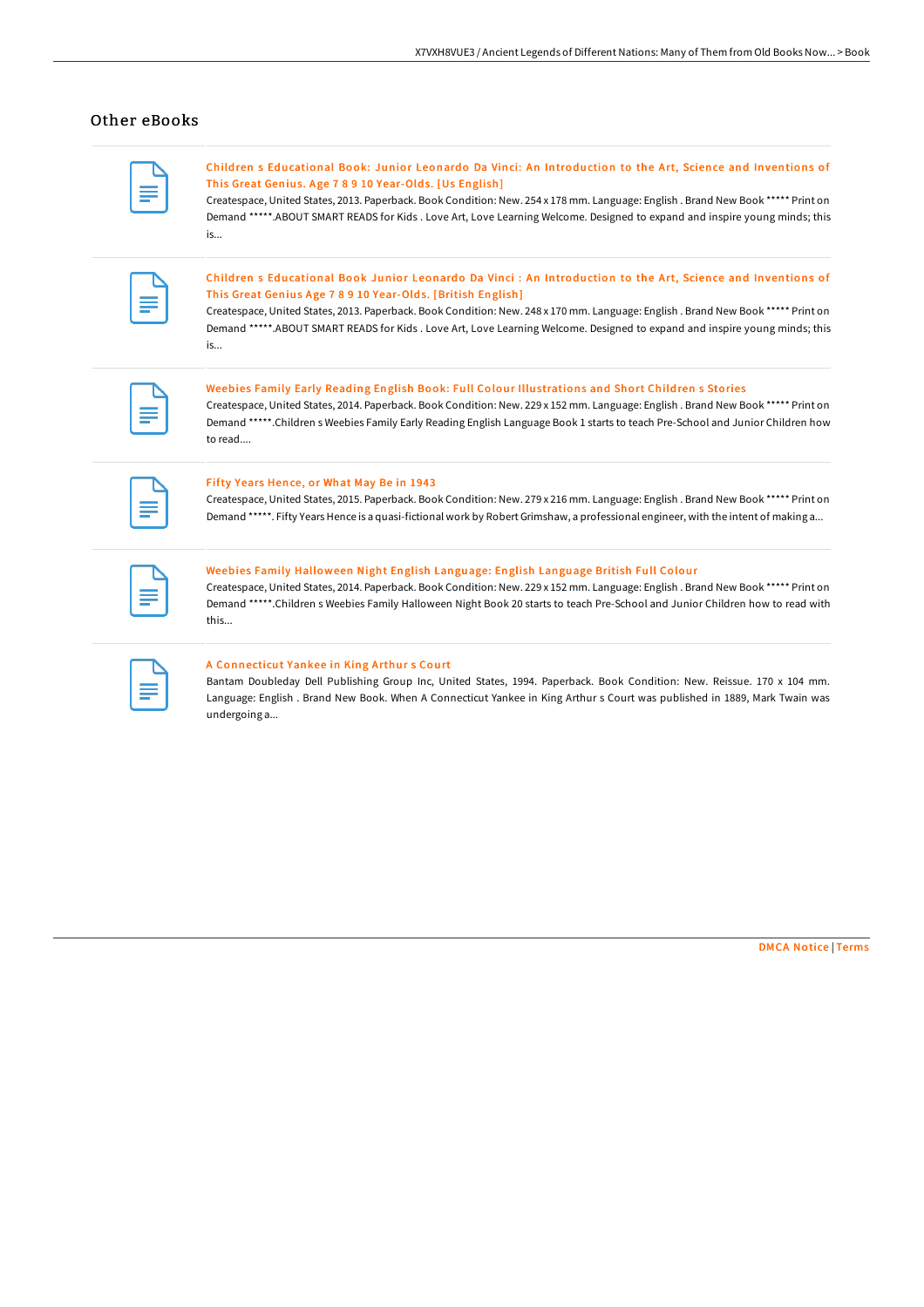## Other eBooks

### Children s Educational Book: Junior Leonardo Da Vinci: An Introduction to the Art, Science and Inventions of This Great Genius. Age 7 8 9 10 Year-Olds. [Us English]

Createspace, United States, 2013. Paperback. Book Condition: New. 254 x 178 mm. Language: English . Brand New Book ***** Print on Demand *****.ABOUT SMART READS for Kids . Love Art, Love Learning Welcome. Designed to expand and inspire young minds; this is...

### Children s Educational Book Junior Leonardo Da Vinci : An Introduction to the Art, Science and Inventions of This Great Genius Age 7 8 9 10 Year-Olds. [British English]

Createspace, United States, 2013. Paperback. Book Condition: New. 248 x 170 mm. Language: English . Brand New Book ***** Print on Demand *****.ABOUT SMART READS for Kids . Love Art, Love Learning Welcome. Designed to expand and inspire young minds; this is...

### Weebies Family Early Reading English Book: Full Colour Illustrations and Short Children s Stories

Createspace, United States, 2014. Paperback. Book Condition: New. 229 x 152 mm. Language: English . Brand New Book ***** Print on Demand *****.Children s Weebies Family Early Reading English Language Book 1 starts to teach Pre-School and Junior Children how to read....

### Fifty Years Hence, or What May Be in 1943

Createspace, United States, 2015. Paperback. Book Condition: New. 279 x 216 mm. Language: English . Brand New Book ***** Print on Demand *****. Fifty Years Hence is a quasi-fictional work by Robert Grimshaw, a professional engineer, with the intent of making a...

### Weebies Family Halloween Night English Language: English Language British Full Colour

Createspace, United States, 2014. Paperback. Book Condition: New. 229 x 152 mm. Language: English . Brand New Book ***** Print on Demand *****.Children s Weebies Family Halloween Night Book 20 starts to teach Pre-School and Junior Children how to read with this...

### A Connecticut Yankee in King Arthur s Court

Bantam Doubleday Dell Publishing Group Inc, United States, 1994. Paperback. Book Condition: New. Reissue. 170 x 104 mm. Language: English . Brand New Book. When A Connecticut Yankee in King Arthur s Court was published in 1889, Mark Twain was undergoing a...

DMCA Notice | Terms